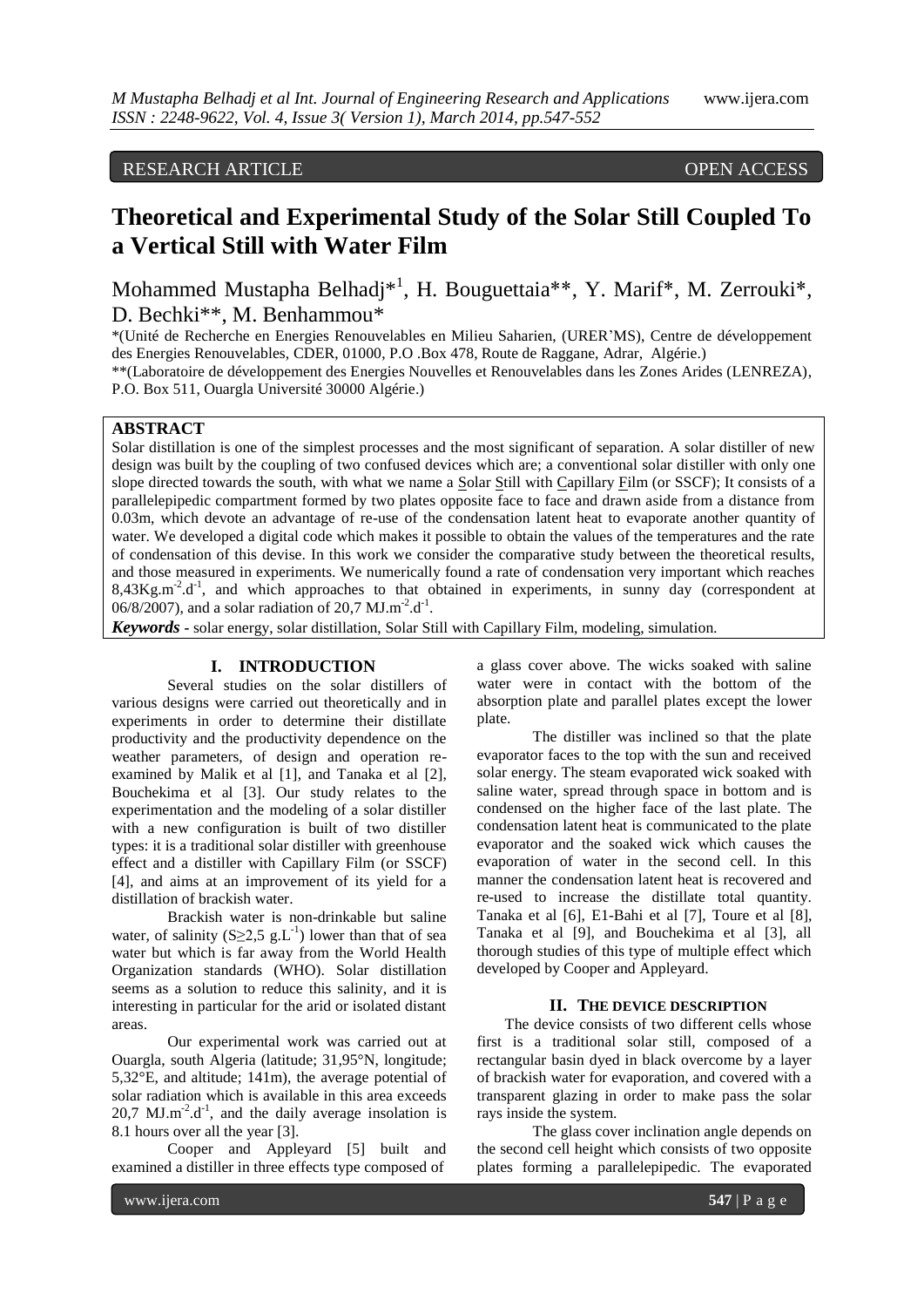RESEARCH ARTICLE OPEN ACCESS

# Theoretical and Experimental Study of the Solar Still Coupled To a Vertical Still with Water Film

Mohammed Mustapha Belhadj*[1], H. Bouguettaia**, Y. Marif*, M. Zerrouki*, D. Bechki**, M. Benhammou*

*(Unité de Recherche en Energies Renouvelables en Milieu Saharien, (URER'MS), Centre de développement des Energies Renouvelables, CDER, 01000, P.O .Box 478, Route de Raggane, Adrar, Algérie.)

**(Laboratoire de développement des Energies Nouvelles et Renouvelables dans les Zones Arides (LENREZA), P.O. Box 511, Ouargla Université 30000 Algérie.)

## ABSTRACT

Solar distillation is one of the simplest processes and the most significant of separation. A solar distiller of new design was built by the coupling of two confused devices which are; a conventional solar distiller with only one slope directed towards the south, with what we name a Solar Still with Capillary Film (or SSCF); It consists of a parallelepipedic compartment formed by two plates opposite face to face and drawn aside from a distance from 0.03m, which devote an advantage of re-use of the condensation latent heat to evaporate another quantity of water. We developed a digital code which makes it possible to obtain the values of the temperatures and the rate of condensation of this devise. In this work we consider the comparative study between the theoretical results, and those measured in experiments. We numerically found a rate of condensation very important which reaches 8,43Kg.m$^{-2}$.d$^{-1}$, and which approaches to that obtained in experiments, in sunny day (correspondent at 06/8/2007), and a solar radiation of 20,7 MJ.m$^{-2}$.d$^{-1}$.

***Keywords*** - solar energy, solar distillation, Solar Still with Capillary Film, modeling, simulation.

## I. INTRODUCTION

Several studies on the solar distillers of various designs were carried out theoretically and in experiments in order to determine their distillate productivity and the productivity dependence on the weather parameters, of design and operation re-examined by Malik et al [1], and Tanaka et al [2], Bouchekima et al [3]. Our study relates to the experimentation and the modeling of a solar distiller with a new configuration is built of two distiller types: it is a traditional solar distiller with greenhouse effect and a distiller with Capillary Film (or SSCF) [4], and aims at an improvement of its yield for a distillation of brackish water.

Brackish water is non-drinkable but saline water, of salinity (S≥2,5 g.L$^{-1}$) lower than that of sea water but which is far away from the World Health Organization standards (WHO). Solar distillation seems as a solution to reduce this salinity, and it is interesting in particular for the arid or isolated distant areas.

Our experimental work was carried out at Ouargla, south Algeria (latitude; 31,95°N, longitude; 5,32°E, and altitude; 141m), the average potential of solar radiation which is available in this area exceeds 20,7 MJ.m$^{-2}$.d$^{-1}$, and the daily average insolation is 8.1 hours over all the year [3].

Cooper and Appleyard [5] built and examined a distiller in three effects type composed of a glass cover above. The wicks soaked with saline water were in contact with the bottom of the absorption plate and parallel plates except the lower plate.

The distiller was inclined so that the plate evaporator faces to the top with the sun and received solar energy. The steam evaporated wick soaked with saline water, spread through space in bottom and is condensed on the higher face of the last plate. The condensation latent heat is communicated to the plate evaporator and the soaked wick which causes the evaporation of water in the second cell. In this manner the condensation latent heat is recovered and re-used to increase the distillate total quantity. Tanaka et al [6], E1-Bahi et al [7], Toure et al [8], Tanaka et al [9], and Bouchekima et al [3], all thorough studies of this type of multiple effect which developed by Cooper and Appleyard.

## II. THE DEVICE DESCRIPTION

The device consists of two different cells whose first is a traditional solar still, composed of a rectangular basin dyed in black overcome by a layer of brackish water for evaporation, and covered with a transparent glazing in order to make pass the solar rays inside the system.

The glass cover inclination angle depends on the second cell height which consists of two opposite plates forming a parallelepipedic. The evaporated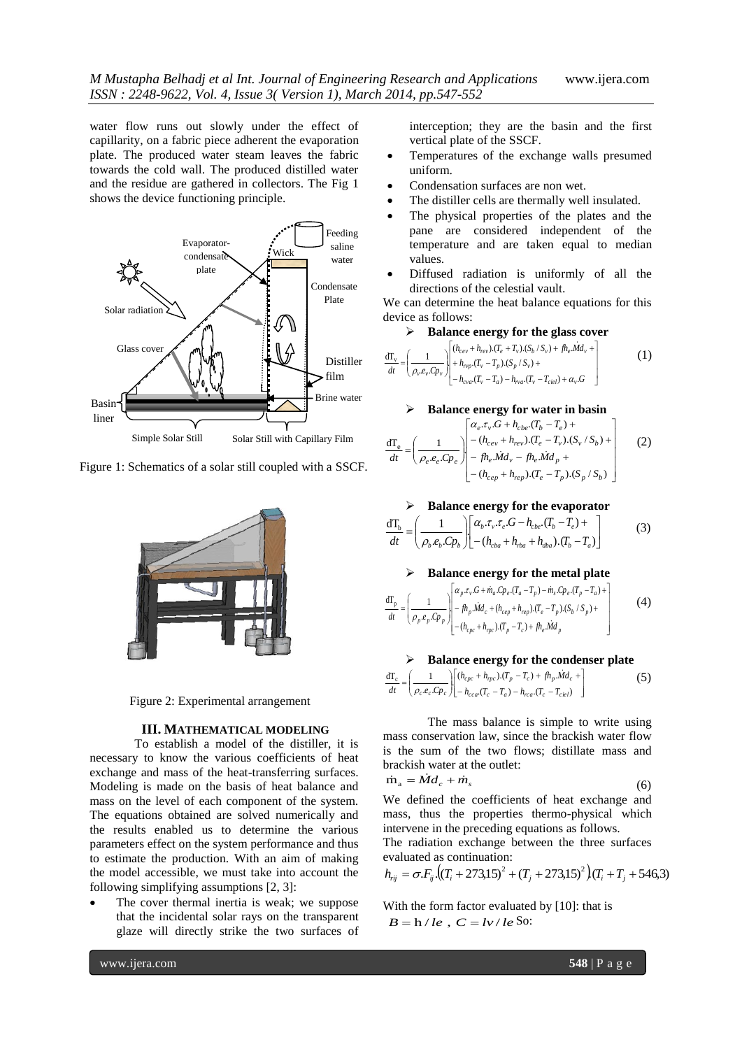water flow runs out slowly under the effect of capillarity, on a fabric piece adherent the evaporation plate. The produced water steam leaves the fabric towards the cold wall. The produced distilled water and the residue are gathered in collectors. The Fig 1 shows the device functioning principle.

Figure 1: Schematics of a solar still coupled with a SSCF.

Figure 2: Experimental arrangement

## III. MATHEMATICAL MODELING

To establish a model of the distiller, it is necessary to know the various coefficients of heat exchange and mass of the heat-transferring surfaces. Modeling is made on the basis of heat balance and mass on the level of each component of the system. The equations obtained are solved numerically and the results enabled us to determine the various parameters effect on the system performance and thus to estimate the production. With an aim of making the model accessible, we must take into account the following simplifying assumptions [2, 3]:

- The cover thermal inertia is weak; we suppose that the incidental solar rays on the transparent glaze will directly strike the two surfaces of interception; they are the basin and the first vertical plate of the SSCF.
- Temperatures of the exchange walls presumed uniform.
- Condensation surfaces are non wet.
- The distiller cells are thermally well insulated.
- The physical properties of the plates and the pane are considered independent of the temperature and are taken equal to median values.
- Diffused radiation is uniformly of all the directions of the celestial vault.

We can determine the heat balance equations for this device as follows:

➢ **Balance energy for the glass cover**

$$\frac{dT_v}{dt}=\left(\frac{1}{\rho_v.e_v.Cp_v}\right)\left[\begin{array}{l}(h_{cev}+h_{rev}).(T_e+T_v).(S_b/S_v)+fh_e.\dot{M}d_v+\\+h_{rvp}.(T_v-T_p).(S_p/S_v)+\\-h_{cva}.(T_v-T_a)-h_{rva}.(T_v-T_{ciel})+\alpha_v.G\end{array}\right] \quad (1)$$

➢ **Balance energy for water in basin**

$$\frac{dT_e}{dt}=\left(\frac{1}{\rho_e.e_e.Cp_e}\right)\left[\begin{array}{l}\alpha_e.\tau_v.G+h_{cbe}.(T_b-T_e)+\\-(h_{cev}+h_{rev}).(T_e-T_v).(S_v/S_b)+\\-fh_e.\dot{M}d_v-fh_e.\dot{M}d_p+\\-(h_{cep}+h_{rep}).(T_e-T_p).(S_p/S_b)\end{array}\right] \quad (2)$$

➢ **Balance energy for the evaporator**

$$\frac{dT_b}{dt}=\left(\frac{1}{\rho_b.e_b.Cp_b}\right)\left[\begin{array}{l}\alpha_b.\tau_v.\tau_e.G-h_{cbe}.(T_b-T_e)+\\-(h_{cba}+h_{rba}+h_{dba}).(T_b-T_a)\end{array}\right] \quad (3)$$

➢ **Balance energy for the metal plate**

$$\frac{dT_p}{dt}=\left(\frac{1}{\rho_p.e_p.Cp_p}\right)\left[\begin{array}{l}\alpha_p.\tau_v.G+\dot{m}_a.Cp_e.(T_a-T_p)-\dot{m}_s.Cp_e.(T_p-T_a)+\\-fh_p.\dot{M}d_c+(h_{cep}+h_{rep}).(T_e-T_p).(S_b/S_p)+\\-(h_{cpc}+h_{rpc}).(T_p-T_c)+fh_e.\dot{M}d_p\end{array}\right] \quad (4)$$

➢ **Balance energy for the condenser plate**

$$\frac{dT_c}{dt}=\left(\frac{1}{\rho_c.e_c.Cp_c}\right)\left[\begin{array}{l}(h_{cpc}+h_{rpc}).(T_p-T_c)+fh_p.\dot{M}d_c+\\-h_{cca}.(T_c-T_a)-h_{rca}.(T_c-T_{ciel})\end{array}\right] \quad (5)$$

The mass balance is simple to write using mass conservation law, since the brackish water flow is the sum of the two flows; distillate mass and brackish water at the outlet:

$$\dot{m}_a=\dot{M}d_c+\dot{m}_s \quad (6)$$

We defined the coefficients of heat exchange and mass, thus the properties thermo-physical which intervene in the preceding equations as follows.

The radiation exchange between the three surfaces evaluated as continuation:

$$h_{rij}=\sigma.F_{ij}.\left((T_i+273{,}15)^2+(T_j+273{,}15)^2\right).(T_i+T_j+546{,}3)$$

With the form factor evaluated by [10]: that is $B=h/le$ , $C=lv/le$ So: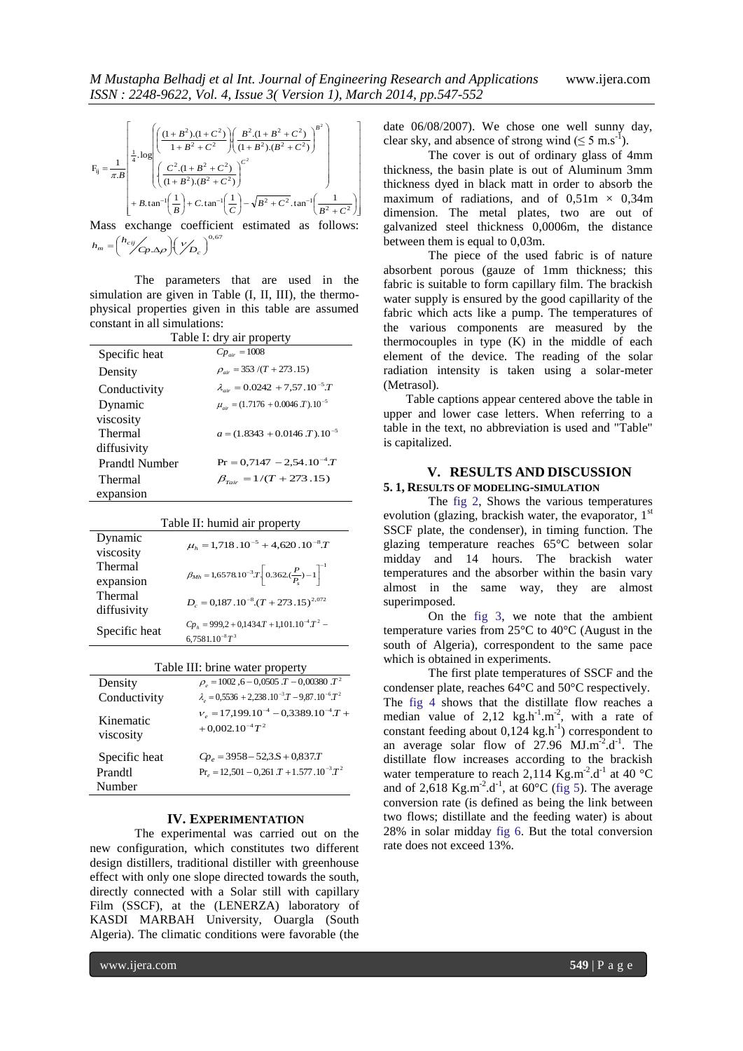$$F_{ij} = \frac{1}{\pi . B} \left[ \frac{1}{4} . \log \left( \left( \frac{(1+B^2).(1+C^2)}{1+B^2+C^2} \right) \left( \frac{B^2.(1+B^2+C^2)}{(1+B^2).(B^2+C^2)} \right)^{B^2} \left( \frac{C^2.(1+B^2+C^2)}{(1+B^2).(B^2+C^2)} \right)^{C^2} \right) + B.\tan^{-1}\left(\frac{1}{B}\right) + C.\tan^{-1}\left(\frac{1}{C}\right) - \sqrt{B^2+C^2}.\tan^{-1}\left(\frac{1}{B^2+C^2}\right) \right]$$

Mass exchange coefficient estimated as follows:

$$h_m = \left( \frac{h_{cij}}{Cp.\Delta\rho} \right) \left( \frac{\nu}{D_c} \right)^{0,67}$$

The parameters that are used in the simulation are given in Table (I, II, III), the thermo-physical properties given in this table are assumed constant in all simulations:

Table I: dry air property

| Property | Expression |
|---|---|
| Specific heat | $Cp_{air} = 1008$ |
| Density | $\rho_{air} = 353/(T+273.15)$ |
| Conductivity | $\lambda_{air} = 0.0242 + 7{,}57.10^{-5}.T$ |
| Dynamic viscosity | $\mu_{air} = (1.7176 + 0.0046.T).10^{-5}$ |
| Thermal diffusivity | $a = (1.8343 + 0.0146.T).10^{-5}$ |
| Prandtl Number | $\Pr = 0{,}7147 - 2{,}54.10^{-4}.T$ |
| Thermal expansion | $\beta_{Tair} = 1/(T+273.15)$ |

Table II: humid air property

| Property | Expression |
|---|---|
| Dynamic viscosity | $\mu_h = 1{,}718.10^{-5} + 4{,}620.10^{-8}.T$ |
| Thermal expansion | $\beta_{Mh} = 1{,}6578.10^{-3}.T.\left[0.362.(\frac{P}{P_s}) - 1\right]^{-1}$ |
| Thermal diffusivity | $D_c = 0{,}187.10^{-8}.(T+273.15)^{2{,}072}$ |
| Specific heat | $Cp_h = 999{,}2 + 0{,}1434.T + 1{,}101.10^{-4}.T^2 - 6{,}7581.10^{-8}T^3$ |

Table III: brine water property

| Property | Expression |
|---|---|
| Density | $\rho_e = 1002{,}6 - 0{,}0505.T - 0{,}00380.T^2$ |
| Conductivity | $\lambda_e = 0{,}5536 + 2{,}238.10^{-3}.T - 9{,}87.10^{-6}.T^2$ |
| Kinematic viscosity | $\nu_e = 17{,}199.10^{-4} - 0{,}3389.10^{-4}.T + 0{,}002.10^{-4}T^2$ |
| Specific heat | $Cp_e = 3958 - 52{,}3.S + 0{,}837.T$ |
| Prandtl Number | $\Pr_e = 12{,}501 - 0{,}261.T + 1.577.10^{-3}.T^2$ |

## IV. EXPERIMENTATION

The experimental was carried out on the new configuration, which constitutes two different design distillers, traditional distiller with greenhouse effect with only one slope directed towards the south, directly connected with a Solar still with capillary Film (SSCF), at the (LENERZA) laboratory of KASDI MARBAH University, Ouargla (South Algeria). The climatic conditions were favorable (the date 06/08/2007). We chose one well sunny day, clear sky, and absence of strong wind ($\leq 5$ m.s$^{-1}$).

The cover is out of ordinary glass of 4mm thickness, the basin plate is out of Aluminum 3mm thickness dyed in black matt in order to absorb the maximum of radiations, and of 0,51m × 0,34m dimension. The metal plates, two are out of galvanized steel thickness 0,0006m, the distance between them is equal to 0,03m.

The piece of the used fabric is of nature absorbent porous (gauze of 1mm thickness; this fabric is suitable to form capillary film. The brackish water supply is ensured by the good capillarity of the fabric which acts like a pump. The temperatures of the various components are measured by the thermocouples in type (K) in the middle of each element of the device. The reading of the solar radiation intensity is taken using a solar-meter (Metrasol).

Table captions appear centered above the table in upper and lower case letters. When referring to a table in the text, no abbreviation is used and "Table" is capitalized.

## V. RESULTS AND DISCUSSION

### 5. 1, RESULTS OF MODELING-SIMULATION

The fig 2, Shows the various temperatures evolution (glazing, brackish water, the evaporator, 1[st] SSCF plate, the condenser), in timing function. The glazing temperature reaches 65°C between solar midday and 14 hours. The brackish water temperatures and the absorber within the basin vary almost in the same way, they are almost superimposed.

On the fig 3, we note that the ambient temperature varies from 25°C to 40°C (August in the south of Algeria), correspondent to the same pace which is obtained in experiments.

The first plate temperatures of SSCF and the condenser plate, reaches 64°C and 50°C respectively. The fig 4 shows that the distillate flow reaches a median value of 2,12 kg.h$^{-1}$.m$^{-2}$, with a rate of constant feeding about 0,124 kg.h$^{-1}$) correspondent to an average solar flow of 27.96 MJ.m$^{-2}$.d$^{-1}$. The distillate flow increases according to the brackish water temperature to reach 2,114 Kg.m$^{-2}$.d$^{-1}$ at 40 °C and of 2,618 Kg.m$^{-2}$.d$^{-1}$, at 60°C (fig 5). The average conversion rate (is defined as being the link between two flows; distillate and the feeding water) is about 28% in solar midday fig 6. But the total conversion rate does not exceed 13%.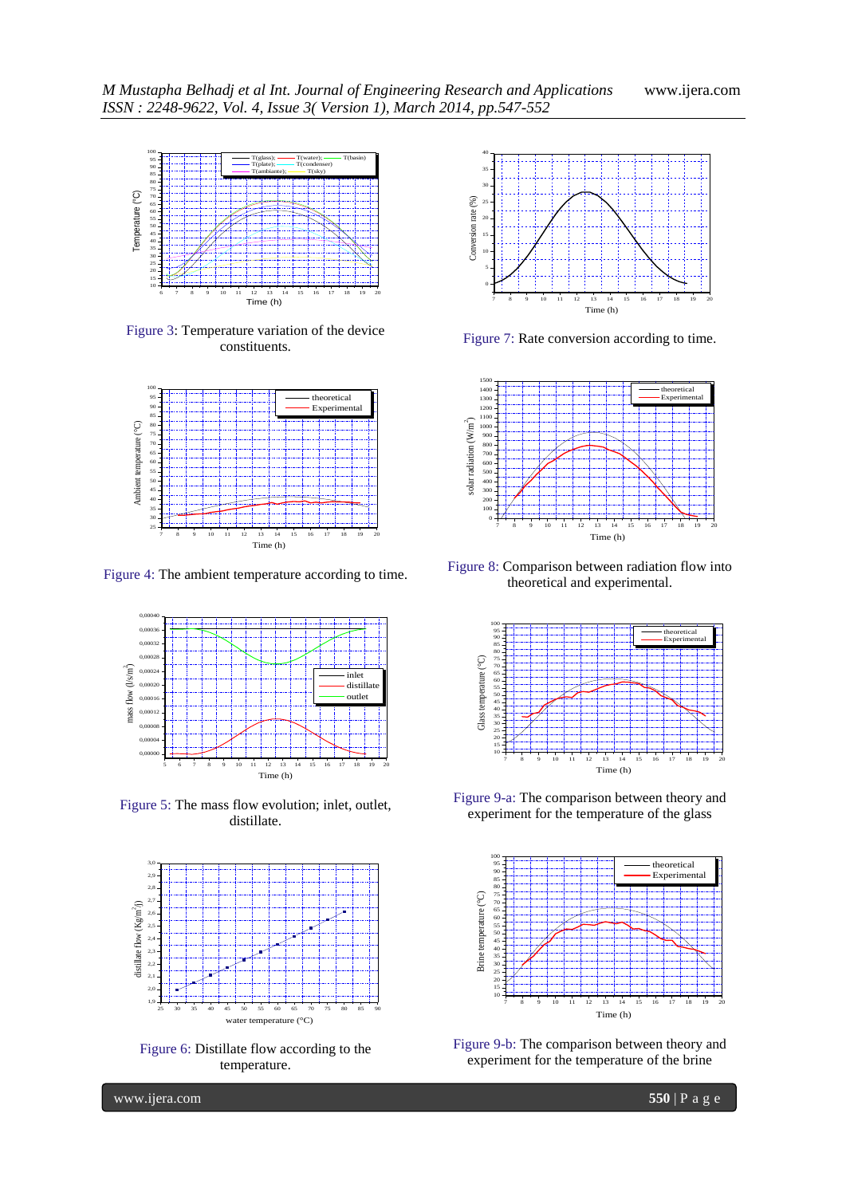Figure 3: Temperature variation of the device constituents.

Figure 4: The ambient temperature according to time.

Figure 5: The mass flow evolution; inlet, outlet, distillate.

Figure 6: Distillate flow according to the temperature.

Figure 7: Rate conversion according to time.

Figure 8: Comparison between radiation flow into theoretical and experimental.

Figure 9-a: The comparison between theory and experiment for the temperature of the glass

Figure 9-b: The comparison between theory and experiment for the temperature of the brine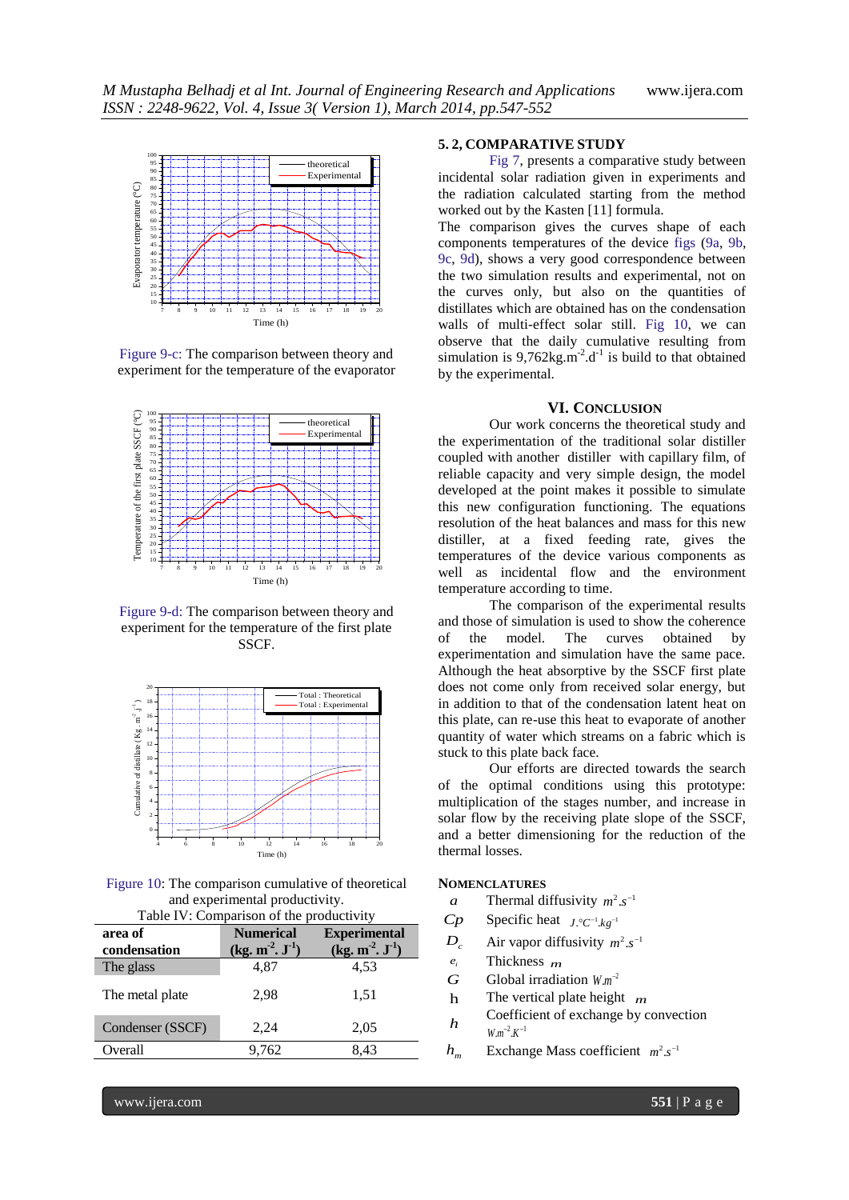Figure 9-c: The comparison between theory and experiment for the temperature of the evaporator

Figure 9-d: The comparison between theory and experiment for the temperature of the first plate SSCF.

Figure 10: The comparison cumulative of theoretical and experimental productivity.

Table IV: Comparison of the productivity

| area of condensation | Numerical (kg. m$^{-2}$. J$^{-1}$) | Experimental (kg. m$^{-2}$. J$^{-1}$) |
|---|---|---|
| The glass | 4,87 | 4,53 |
| The metal plate | 2,98 | 1,51 |
| Condenser (SSCF) | 2,24 | 2,05 |
| Overall | 9,762 | 8,43 |

### 5. 2, COMPARATIVE STUDY

Fig 7, presents a comparative study between incidental solar radiation given in experiments and the radiation calculated starting from the method worked out by the Kasten [11] formula.

The comparison gives the curves shape of each components temperatures of the device figs (9a, 9b, 9c, 9d), shows a very good correspondence between the two simulation results and experimental, not on the curves only, but also on the quantities of distillates which are obtained has on the condensation walls of multi-effect solar still. Fig 10, we can observe that the daily cumulative resulting from simulation is 9,762kg.m$^{-2}$.d$^{-1}$ is build to that obtained by the experimental.

## VI. Conclusion

Our work concerns the theoretical study and the experimentation of the traditional solar distiller coupled with another distiller with capillary film, of reliable capacity and very simple design, the model developed at the point makes it possible to simulate this new configuration functioning. The equations resolution of the heat balances and mass for this new distiller, at a fixed feeding rate, gives the temperatures of the device various components as well as incidental flow and the environment temperature according to time.

The comparison of the experimental results and those of simulation is used to show the coherence of the model. The curves obtained by experimentation and simulation have the same pace. Although the heat absorptive by the SSCF first plate does not come only from received solar energy, but in addition to that of the condensation latent heat on this plate, can re-use this heat to evaporate of another quantity of water which streams on a fabric which is stuck to this plate back face.

Our efforts are directed towards the search of the optimal conditions using this prototype: multiplication of the stages number, and increase in solar flow by the receiving plate slope of the SSCF, and a better dimensioning for the reduction of the thermal losses.

### Nomenclatures

- $a$ Thermal diffusivity $m^2.s^{-1}$
- $Cp$ Specific heat $J.°C^{-1}.kg^{-1}$
- $D_c$ Air vapor diffusivity $m^2.s^{-1}$
- $e_i$ Thickness $m$
- $G$ Global irradiation $W.m^{-2}$
- h The vertical plate height $m$
- $h$ Coefficient of exchange by convection $W.m^{-2}.K^{-1}$
- $h_m$ Exchange Mass coefficient $m^2.s^{-1}$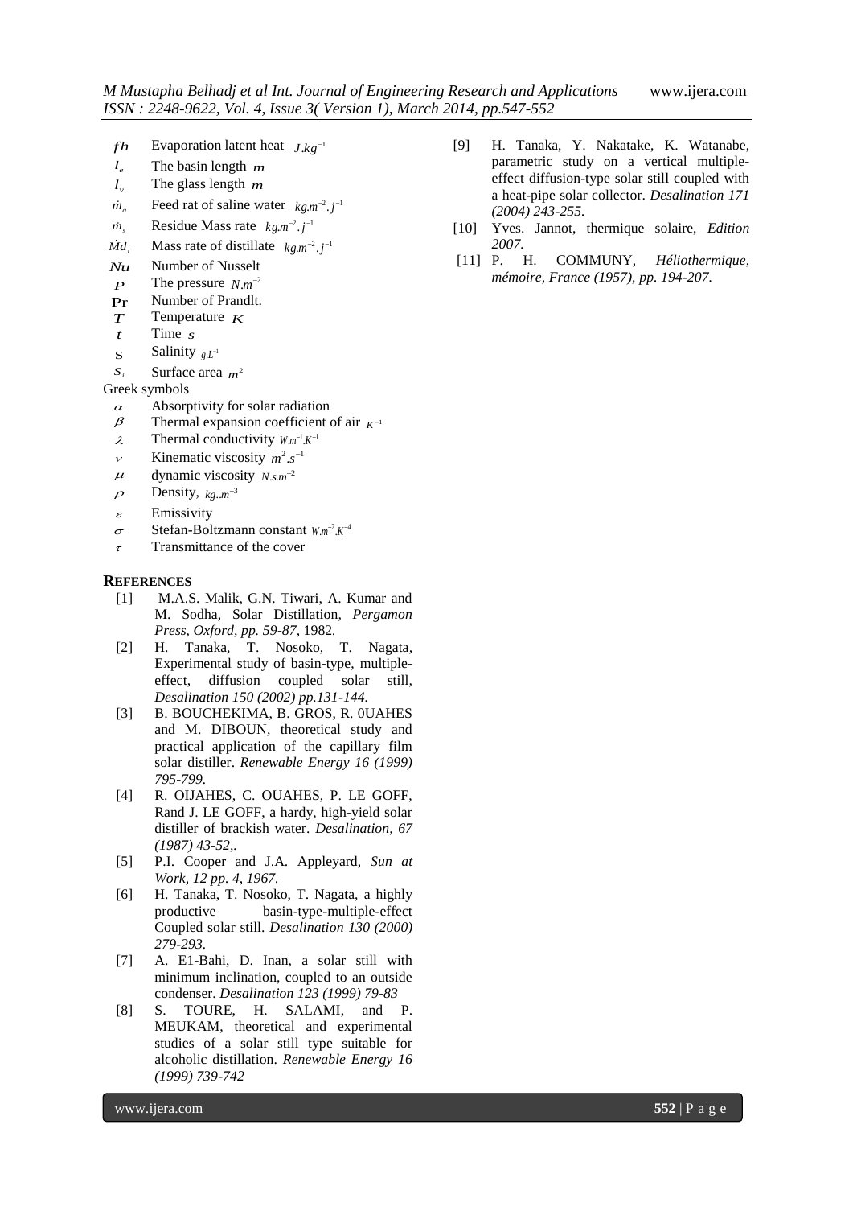$fh$ Evaporation latent heat $J.kg^{-1}$

$l_e$ The basin length $m$

$l_v$ The glass length $m$

$\dot{m}_a$ Feed rat of saline water $kg.m^{-2}.j^{-1}$

$\dot{m}_s$ Residue Mass rate $kg.m^{-2}.j^{-1}$

$\dot{M}d_i$ Mass rate of distillate $kg.m^{-2}.j^{-1}$

$Nu$ Number of Nusselt

$P$ The pressure $N.m^{-2}$

$\Pr$ Number of Prandlt.

$T$ Temperature $K$

$t$ Time $s$

$S$ Salinity $g.L^{-1}$

$S_i$ Surface area $m^2$

Greek symbols

$\alpha$ Absorptivity for solar radiation

$\beta$ Thermal expansion coefficient of air $K^{-1}$

$\lambda$ Thermal conductivity $W.m^{-1}.K^{-1}$

$\nu$ Kinematic viscosity $m^2.s^{-1}$

$\mu$ dynamic viscosity $N.s.m^{-2}$

$\rho$ Density, $kg..m^{-3}$

$\varepsilon$ Emissivity

$\sigma$ Stefan-Boltzmann constant $W.m^{-2}.K^{-4}$

$\tau$ Transmittance of the cover

## REFERENCES

[1] M.A.S. Malik, G.N. Tiwari, A. Kumar and M. Sodha, Solar Distillation, *Pergamon Press, Oxford, pp. 59-87,* 1982.

[2] H. Tanaka, T. Nosoko, T. Nagata, Experimental study of basin-type, multiple-effect, diffusion coupled solar still, *Desalination 150 (2002) pp.131-144.*

[3] B. BOUCHEKIMA, B. GROS, R. 0UAHES and M. DIBOUN, theoretical study and practical application of the capillary film solar distiller. *Renewable Energy 16 (1999) 795-799.*

[4] R. OIJAHES, C. OUAHES, P. LE GOFF, Rand J. LE GOFF, a hardy, high-yield solar distiller of brackish water. *Desalination, 67 (1987) 43-52,.*

[5] P.I. Cooper and J.A. Appleyard, *Sun at Work, 12 pp. 4, 1967.*

[6] H. Tanaka, T. Nosoko, T. Nagata, a highly productive basin-type-multiple-effect Coupled solar still. *Desalination 130 (2000) 279-293.*

[7] A. E1-Bahi, D. Inan, a solar still with minimum inclination, coupled to an outside condenser. *Desalination 123 (1999) 79-83*

[8] S. TOURE, H. SALAMI, and P. MEUKAM, theoretical and experimental studies of a solar still type suitable for alcoholic distillation. *Renewable Energy 16 (1999) 739-742*

[9] H. Tanaka, Y. Nakatake, K. Watanabe, parametric study on a vertical multiple-effect diffusion-type solar still coupled with a heat-pipe solar collector. *Desalination 171 (2004) 243-255.*

[10] Yves. Jannot, thermique solaire, *Edition 2007.*

[11] P. H. COMMUNY, *Héliothermique, mémoire, France (1957), pp. 194-207.*